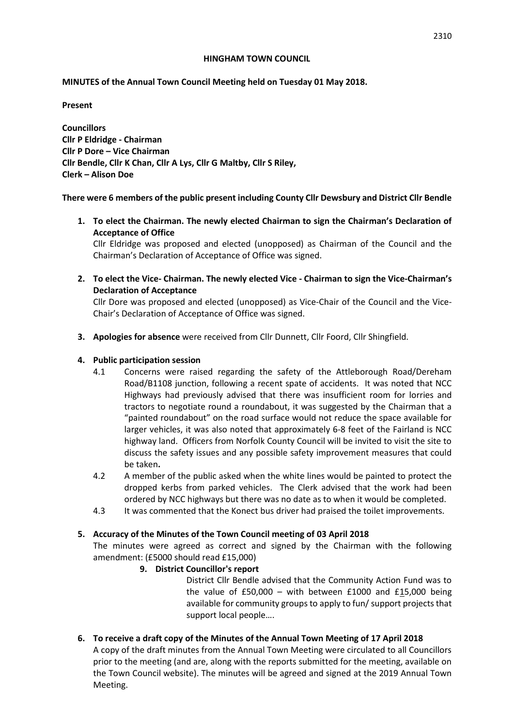**HINGHAM TOWN COUNCIL**

**MINUTES of the Annual Town Council Meeting held on Tuesday 01 May 2018.**

**Present**

**Councillors**
**Cllr P Eldridge - Chairman**
**Cllr P Dore – Vice Chairman**
**Cllr Bendle, Cllr K Chan, Cllr A Lys, Cllr G Maltby, Cllr S Riley,**
**Clerk – Alison Doe**

**There were 6 members of the public present including County Cllr Dewsbury and District Cllr Bendle**

1. **To elect the Chairman. The newly elected Chairman to sign the Chairman's Declaration of Acceptance of Office**
   Cllr Eldridge was proposed and elected (unopposed) as Chairman of the Council and the Chairman's Declaration of Acceptance of Office was signed.

2. **To elect the Vice- Chairman. The newly elected Vice - Chairman to sign the Vice-Chairman's Declaration of Acceptance**
   Cllr Dore was proposed and elected (unopposed) as Vice-Chair of the Council and the Vice-Chair's Declaration of Acceptance of Office was signed.

3. **Apologies for absence** were received from Cllr Dunnett, Cllr Foord, Cllr Shingfield.

4. **Public participation session**
   - 4.1 Concerns were raised regarding the safety of the Attleborough Road/Dereham Road/B1108 junction, following a recent spate of accidents. It was noted that NCC Highways had previously advised that there was insufficient room for lorries and tractors to negotiate round a roundabout, it was suggested by the Chairman that a "painted roundabout" on the road surface would not reduce the space available for larger vehicles, it was also noted that approximately 6-8 feet of the Fairland is NCC highway land. Officers from Norfolk County Council will be invited to visit the site to discuss the safety issues and any possible safety improvement measures that could be taken**.**
   - 4.2 A member of the public asked when the white lines would be painted to protect the dropped kerbs from parked vehicles. The Clerk advised that the work had been ordered by NCC highways but there was no date as to when it would be completed.
   - 4.3 It was commented that the Konect bus driver had praised the toilet improvements.

5. **Accuracy of the Minutes of the Town Council meeting of 03 April 2018**
   The minutes were agreed as correct and signed by the Chairman with the following amendment: (£5000 should read £15,000)

   **9. District Councillor's report**

   District Cllr Bendle advised that the Community Action Fund was to the value of £50,000 – with between £1000 and £15,000 being available for community groups to apply to fun/ support projects that support local people….

6. **To receive a draft copy of the Minutes of the Annual Town Meeting of 17 April 2018**
   A copy of the draft minutes from the Annual Town Meeting were circulated to all Councillors prior to the meeting (and are, along with the reports submitted for the meeting, available on the Town Council website). The minutes will be agreed and signed at the 2019 Annual Town Meeting.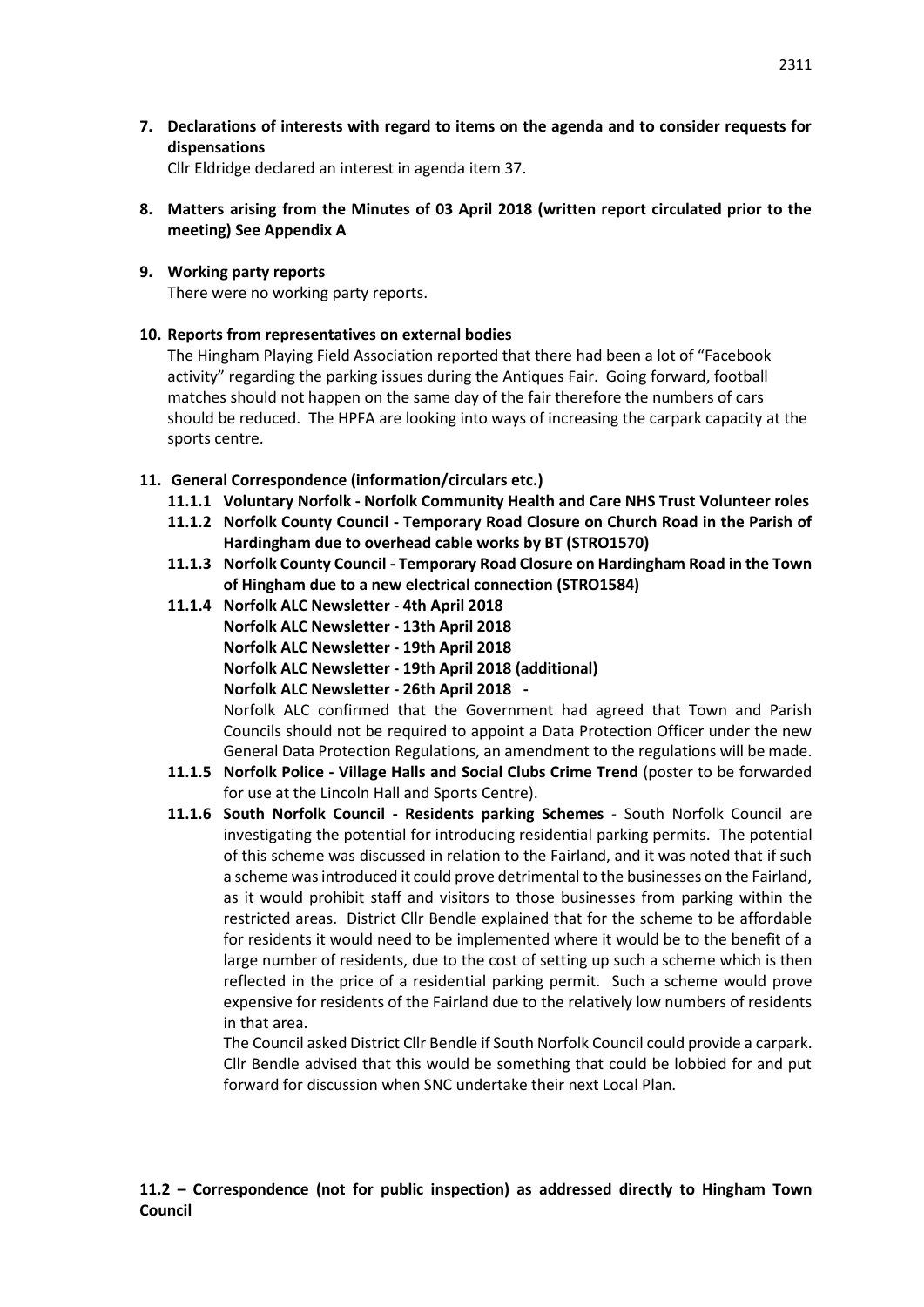**7. Declarations of interests with regard to items on the agenda and to consider requests for dispensations**

Cllr Eldridge declared an interest in agenda item 37.

**8. Matters arising from the Minutes of 03 April 2018 (written report circulated prior to the meeting) See Appendix A**

**9. Working party reports**

There were no working party reports.

**10. Reports from representatives on external bodies**

The Hingham Playing Field Association reported that there had been a lot of "Facebook activity" regarding the parking issues during the Antiques Fair. Going forward, football matches should not happen on the same day of the fair therefore the numbers of cars should be reduced. The HPFA are looking into ways of increasing the carpark capacity at the sports centre.

**11. General Correspondence (information/circulars etc.)**

- **11.1.1 Voluntary Norfolk - Norfolk Community Health and Care NHS Trust Volunteer roles**
- **11.1.2 Norfolk County Council - Temporary Road Closure on Church Road in the Parish of Hardingham due to overhead cable works by BT (STRO1570)**
- **11.1.3 Norfolk County Council - Temporary Road Closure on Hardingham Road in the Town of Hingham due to a new electrical connection (STRO1584)**
- **11.1.4 Norfolk ALC Newsletter - 4th April 2018**
  **Norfolk ALC Newsletter - 13th April 2018**
  **Norfolk ALC Newsletter - 19th April 2018**
  **Norfolk ALC Newsletter - 19th April 2018 (additional)**
  **Norfolk ALC Newsletter - 26th April 2018 -**

  Norfolk ALC confirmed that the Government had agreed that Town and Parish Councils should not be required to appoint a Data Protection Officer under the new General Data Protection Regulations, an amendment to the regulations will be made.
- **11.1.5 Norfolk Police - Village Halls and Social Clubs Crime Trend** (poster to be forwarded for use at the Lincoln Hall and Sports Centre).
- **11.1.6 South Norfolk Council - Residents parking Schemes** - South Norfolk Council are investigating the potential for introducing residential parking permits. The potential of this scheme was discussed in relation to the Fairland, and it was noted that if such a scheme was introduced it could prove detrimental to the businesses on the Fairland, as it would prohibit staff and visitors to those businesses from parking within the restricted areas. District Cllr Bendle explained that for the scheme to be affordable for residents it would need to be implemented where it would be to the benefit of a large number of residents, due to the cost of setting up such a scheme which is then reflected in the price of a residential parking permit. Such a scheme would prove expensive for residents of the Fairland due to the relatively low numbers of residents in that area.

  The Council asked District Cllr Bendle if South Norfolk Council could provide a carpark. Cllr Bendle advised that this would be something that could be lobbied for and put forward for discussion when SNC undertake their next Local Plan.

**11.2 – Correspondence (not for public inspection) as addressed directly to Hingham Town Council**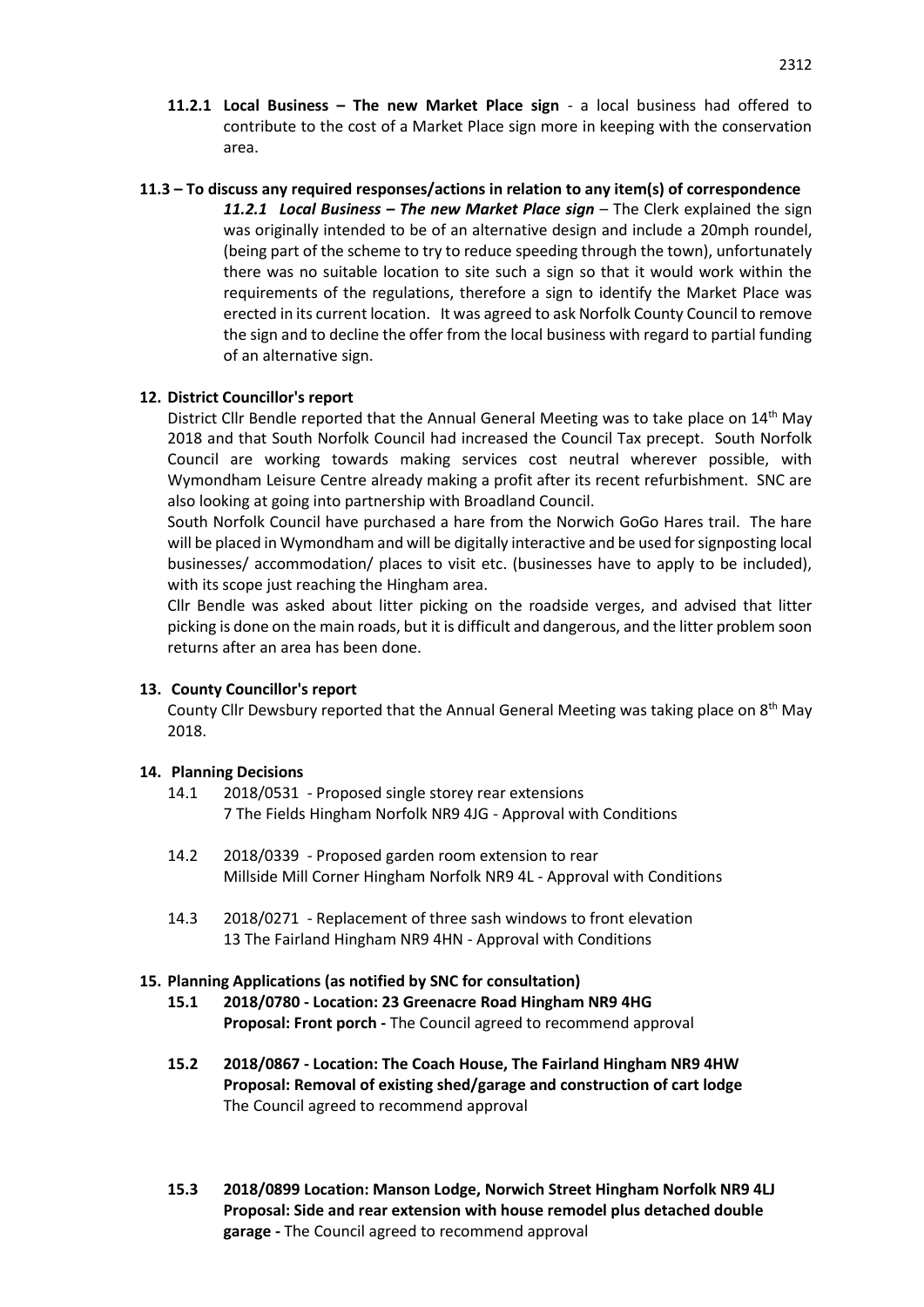**11.2.1 Local Business – The new Market Place sign** - a local business had offered to contribute to the cost of a Market Place sign more in keeping with the conservation area.

**11.3 – To discuss any required responses/actions in relation to any item(s) of correspondence**

***11.2.1 Local Business – The new Market Place sign*** – The Clerk explained the sign was originally intended to be of an alternative design and include a 20mph roundel, (being part of the scheme to try to reduce speeding through the town), unfortunately there was no suitable location to site such a sign so that it would work within the requirements of the regulations, therefore a sign to identify the Market Place was erected in its current location. It was agreed to ask Norfolk County Council to remove the sign and to decline the offer from the local business with regard to partial funding of an alternative sign.

**12. District Councillor's report**

District Cllr Bendle reported that the Annual General Meeting was to take place on 14th May 2018 and that South Norfolk Council had increased the Council Tax precept. South Norfolk Council are working towards making services cost neutral wherever possible, with Wymondham Leisure Centre already making a profit after its recent refurbishment. SNC are also looking at going into partnership with Broadland Council.

South Norfolk Council have purchased a hare from the Norwich GoGo Hares trail. The hare will be placed in Wymondham and will be digitally interactive and be used for signposting local businesses/ accommodation/ places to visit etc. (businesses have to apply to be included), with its scope just reaching the Hingham area.

Cllr Bendle was asked about litter picking on the roadside verges, and advised that litter picking is done on the main roads, but it is difficult and dangerous, and the litter problem soon returns after an area has been done.

**13. County Councillor's report**

County Cllr Dewsbury reported that the Annual General Meeting was taking place on 8th May 2018.

**14. Planning Decisions**

14.1 2018/0531 - Proposed single storey rear extensions
7 The Fields Hingham Norfolk NR9 4JG - Approval with Conditions

14.2 2018/0339 - Proposed garden room extension to rear
Millside Mill Corner Hingham Norfolk NR9 4L - Approval with Conditions

14.3 2018/0271 - Replacement of three sash windows to front elevation
13 The Fairland Hingham NR9 4HN - Approval with Conditions

**15. Planning Applications (as notified by SNC for consultation)**

**15.1 2018/0780 - Location: 23 Greenacre Road Hingham NR9 4HG**
**Proposal: Front porch -** The Council agreed to recommend approval

**15.2 2018/0867 - Location: The Coach House, The Fairland Hingham NR9 4HW**
**Proposal: Removal of existing shed/garage and construction of cart lodge**
The Council agreed to recommend approval

**15.3 2018/0899 Location: Manson Lodge, Norwich Street Hingham Norfolk NR9 4LJ**
**Proposal: Side and rear extension with house remodel plus detached double garage -** The Council agreed to recommend approval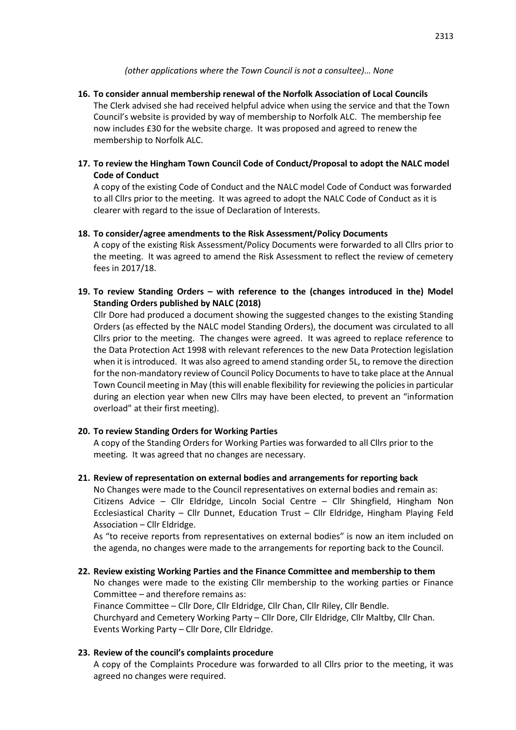*(other applications where the Town Council is not a consultee)… None*

**16. To consider annual membership renewal of the Norfolk Association of Local Councils**

The Clerk advised she had received helpful advice when using the service and that the Town Council's website is provided by way of membership to Norfolk ALC. The membership fee now includes £30 for the website charge. It was proposed and agreed to renew the membership to Norfolk ALC.

**17. To review the Hingham Town Council Code of Conduct/Proposal to adopt the NALC model Code of Conduct**

A copy of the existing Code of Conduct and the NALC model Code of Conduct was forwarded to all Cllrs prior to the meeting. It was agreed to adopt the NALC Code of Conduct as it is clearer with regard to the issue of Declaration of Interests.

**18. To consider/agree amendments to the Risk Assessment/Policy Documents**

A copy of the existing Risk Assessment/Policy Documents were forwarded to all Cllrs prior to the meeting. It was agreed to amend the Risk Assessment to reflect the review of cemetery fees in 2017/18.

**19. To review Standing Orders – with reference to the (changes introduced in the) Model Standing Orders published by NALC (2018)**

Cllr Dore had produced a document showing the suggested changes to the existing Standing Orders (as effected by the NALC model Standing Orders), the document was circulated to all Cllrs prior to the meeting. The changes were agreed. It was agreed to replace reference to the Data Protection Act 1998 with relevant references to the new Data Protection legislation when it is introduced. It was also agreed to amend standing order 5L, to remove the direction for the non-mandatory review of Council Policy Documents to have to take place at the Annual Town Council meeting in May (this will enable flexibility for reviewing the policies in particular during an election year when new Cllrs may have been elected, to prevent an "information overload" at their first meeting).

**20. To review Standing Orders for Working Parties**

A copy of the Standing Orders for Working Parties was forwarded to all Cllrs prior to the meeting. It was agreed that no changes are necessary.

**21. Review of representation on external bodies and arrangements for reporting back**

No Changes were made to the Council representatives on external bodies and remain as: Citizens Advice – Cllr Eldridge, Lincoln Social Centre – Cllr Shingfield, Hingham Non Ecclesiastical Charity – Cllr Dunnet, Education Trust – Cllr Eldridge, Hingham Playing Feld Association – Cllr Eldridge.

As "to receive reports from representatives on external bodies" is now an item included on the agenda, no changes were made to the arrangements for reporting back to the Council.

**22. Review existing Working Parties and the Finance Committee and membership to them**

No changes were made to the existing Cllr membership to the working parties or Finance Committee – and therefore remains as:

Finance Committee – Cllr Dore, Cllr Eldridge, Cllr Chan, Cllr Riley, Cllr Bendle.
Churchyard and Cemetery Working Party – Cllr Dore, Cllr Eldridge, Cllr Maltby, Cllr Chan.
Events Working Party – Cllr Dore, Cllr Eldridge.

**23. Review of the council's complaints procedure**

A copy of the Complaints Procedure was forwarded to all Cllrs prior to the meeting, it was agreed no changes were required.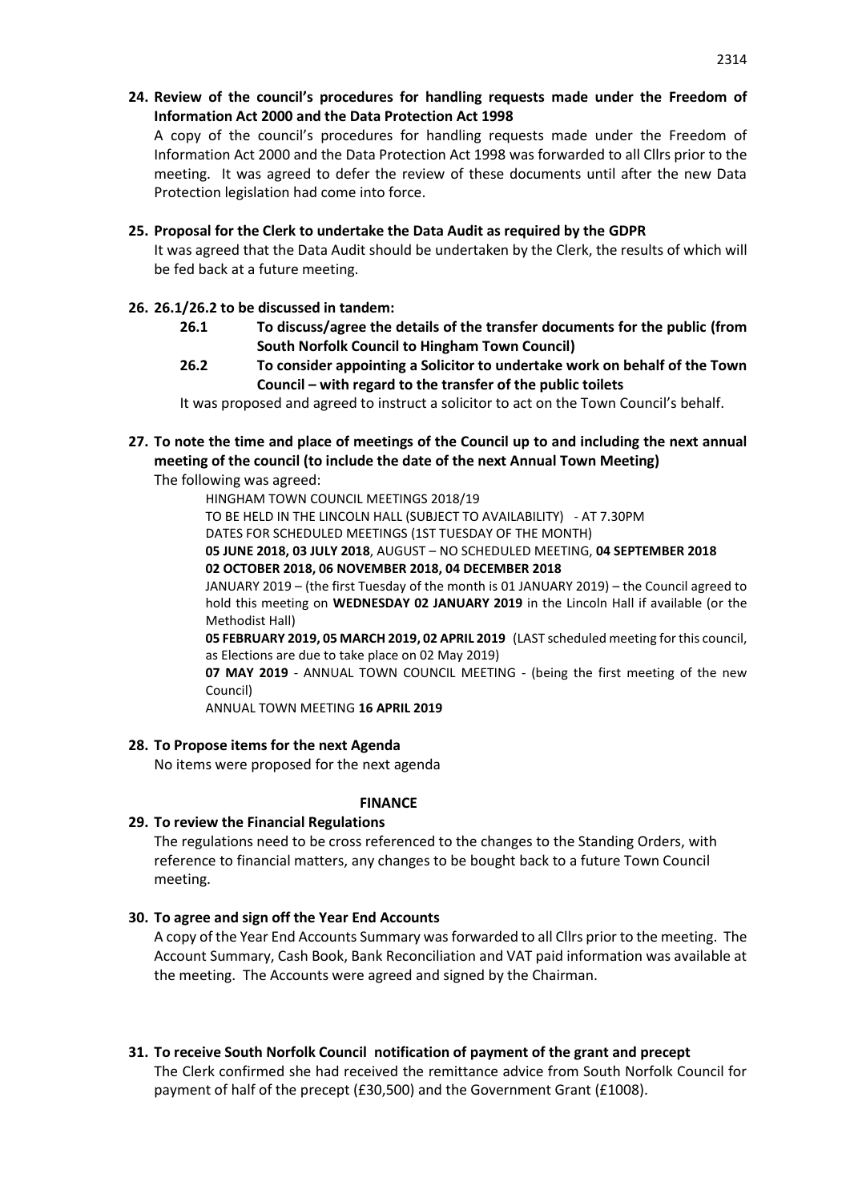**24. Review of the council's procedures for handling requests made under the Freedom of Information Act 2000 and the Data Protection Act 1998**

A copy of the council's procedures for handling requests made under the Freedom of Information Act 2000 and the Data Protection Act 1998 was forwarded to all Cllrs prior to the meeting. It was agreed to defer the review of these documents until after the new Data Protection legislation had come into force.

**25. Proposal for the Clerk to undertake the Data Audit as required by the GDPR**

It was agreed that the Data Audit should be undertaken by the Clerk, the results of which will be fed back at a future meeting.

**26. 26.1/26.2 to be discussed in tandem:**

**26.1 To discuss/agree the details of the transfer documents for the public (from South Norfolk Council to Hingham Town Council)**

**26.2 To consider appointing a Solicitor to undertake work on behalf of the Town Council – with regard to the transfer of the public toilets**

It was proposed and agreed to instruct a solicitor to act on the Town Council's behalf.

**27. To note the time and place of meetings of the Council up to and including the next annual meeting of the council (to include the date of the next Annual Town Meeting)**

The following was agreed:

HINGHAM TOWN COUNCIL MEETINGS 2018/19

TO BE HELD IN THE LINCOLN HALL (SUBJECT TO AVAILABILITY) - AT 7.30PM

DATES FOR SCHEDULED MEETINGS (1ST TUESDAY OF THE MONTH)

**05 JUNE 2018, 03 JULY 2018**, AUGUST – NO SCHEDULED MEETING, **04 SEPTEMBER 2018**

**02 OCTOBER 2018, 06 NOVEMBER 2018, 04 DECEMBER 2018**

JANUARY 2019 – (the first Tuesday of the month is 01 JANUARY 2019) – the Council agreed to hold this meeting on **WEDNESDAY 02 JANUARY 2019** in the Lincoln Hall if available (or the Methodist Hall)

**05 FEBRUARY 2019, 05 MARCH 2019, 02 APRIL 2019** (LAST scheduled meeting for this council, as Elections are due to take place on 02 May 2019)

**07 MAY 2019** - ANNUAL TOWN COUNCIL MEETING - (being the first meeting of the new Council)

ANNUAL TOWN MEETING **16 APRIL 2019**

**28. To Propose items for the next Agenda**

No items were proposed for the next agenda

**FINANCE**

**29. To review the Financial Regulations**

The regulations need to be cross referenced to the changes to the Standing Orders, with reference to financial matters, any changes to be bought back to a future Town Council meeting.

**30. To agree and sign off the Year End Accounts**

A copy of the Year End Accounts Summary was forwarded to all Cllrs prior to the meeting. The Account Summary, Cash Book, Bank Reconciliation and VAT paid information was available at the meeting. The Accounts were agreed and signed by the Chairman.

**31. To receive South Norfolk Council notification of payment of the grant and precept**

The Clerk confirmed she had received the remittance advice from South Norfolk Council for payment of half of the precept (£30,500) and the Government Grant (£1008).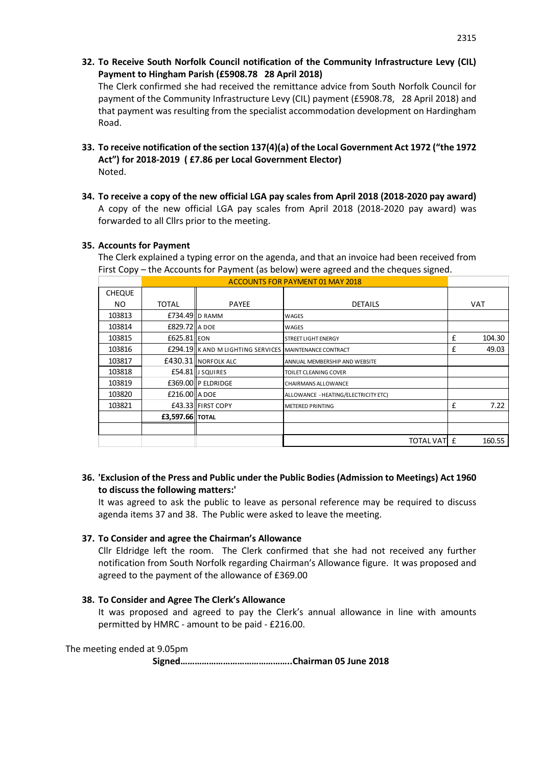**32. To Receive South Norfolk Council notification of the Community Infrastructure Levy (CIL) Payment to Hingham Parish (£5908.78 28 April 2018)**

The Clerk confirmed she had received the remittance advice from South Norfolk Council for payment of the Community Infrastructure Levy (CIL) payment (£5908.78, 28 April 2018) and that payment was resulting from the specialist accommodation development on Hardingham Road.

**33. To receive notification of the section 137(4)(a) of the Local Government Act 1972 ("the 1972 Act") for 2018-2019 ( £7.86 per Local Government Elector)**

Noted.

**34. To receive a copy of the new official LGA pay scales from April 2018 (2018-2020 pay award)**

A copy of the new official LGA pay scales from April 2018 (2018-2020 pay award) was forwarded to all Cllrs prior to the meeting.

**35. Accounts for Payment**

The Clerk explained a typing error on the agenda, and that an invoice had been received from First Copy – the Accounts for Payment (as below) were agreed and the cheques signed.

| | ACCOUNTS FOR PAYMENT 01 MAY 2018 | | | | |
|---|---|---|---|---|---|
| CHEQUE NO | TOTAL | PAYEE | DETAILS | VAT | |
| 103813 | £734.49 | D RAMM | WAGES | | |
| 103814 | £829.72 | A DOE | WAGES | | |
| 103815 | £625.81 | EON | STREET LIGHT ENERGY | £ | 104.30 |
| 103816 | £294.19 | K AND M LIGHTING SERVICES | MAINTENANCE CONTRACT | £ | 49.03 |
| 103817 | £430.31 | NORFOLK ALC | ANNUAL MEMBERSHIP AND WEBSITE | | |
| 103818 | £54.81 | J SQUIRES | TOILET CLEANING COVER | | |
| 103819 | £369.00 | P ELDRIDGE | CHAIRMANS ALLOWANCE | | |
| 103820 | £216.00 | A DOE | ALLOWANCE - HEATING/ELECTRICITY ETC) | | |
| 103821 | £43.33 | FIRST COPY | METERED PRINTING | £ | 7.22 |
| | £3,597.66 | TOTAL | | | |
| | | | | | |
| | | | TOTAL VAT | £ | 160.55 |

**36. 'Exclusion of the Press and Public under the Public Bodies (Admission to Meetings) Act 1960 to discuss the following matters:'**

It was agreed to ask the public to leave as personal reference may be required to discuss agenda items 37 and 38. The Public were asked to leave the meeting.

**37. To Consider and agree the Chairman's Allowance**

Cllr Eldridge left the room. The Clerk confirmed that she had not received any further notification from South Norfolk regarding Chairman's Allowance figure. It was proposed and agreed to the payment of the allowance of £369.00

**38. To Consider and Agree The Clerk's Allowance**

It was proposed and agreed to pay the Clerk's annual allowance in line with amounts permitted by HMRC - amount to be paid - £216.00.

The meeting ended at 9.05pm

**Signed………………………………………..Chairman 05 June 2018**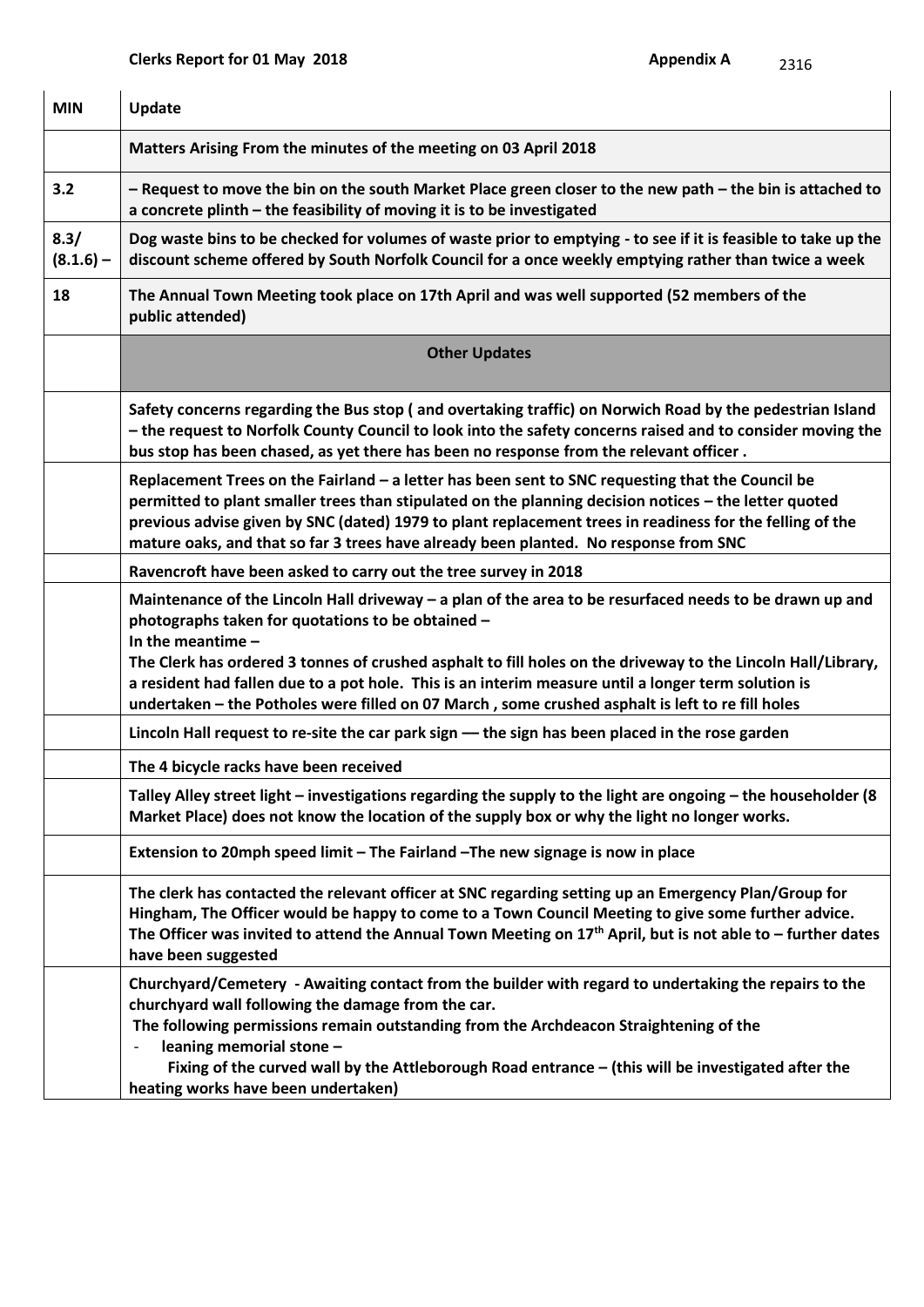**Clerks Report for 01 May 2018** **Appendix A**

| MIN | Update |
|---|---|
| | **Matters Arising From the minutes of the meeting on 03 April 2018** |
| **3.2** | **– Request to move the bin on the south Market Place green closer to the new path – the bin is attached to a concrete plinth – the feasibility of moving it is to be investigated** |
| **8.3/ (8.1.6) –** | **Dog waste bins to be checked for volumes of waste prior to emptying - to see if it is feasible to take up the discount scheme offered by South Norfolk Council for a once weekly emptying rather than twice a week** |
| **18** | **The Annual Town Meeting took place on 17th April and was well supported (52 members of the public attended)** |
| | **Other Updates** |
| | **Safety concerns regarding the Bus stop ( and overtaking traffic) on Norwich Road by the pedestrian Island – the request to Norfolk County Council to look into the safety concerns raised and to consider moving the bus stop has been chased, as yet there has been no response from the relevant officer .** |
| | **Replacement Trees on the Fairland – a letter has been sent to SNC requesting that the Council be permitted to plant smaller trees than stipulated on the planning decision notices – the letter quoted previous advise given by SNC (dated) 1979 to plant replacement trees in readiness for the felling of the mature oaks, and that so far 3 trees have already been planted. No response from SNC** |
| | **Ravencroft have been asked to carry out the tree survey in 2018** |
| | **Maintenance of the Lincoln Hall driveway – a plan of the area to be resurfaced needs to be drawn up and photographs taken for quotations to be obtained –**<br>**In the meantime –**<br>**The Clerk has ordered 3 tonnes of crushed asphalt to fill holes on the driveway to the Lincoln Hall/Library, a resident had fallen due to a pot hole. This is an interim measure until a longer term solution is undertaken – the Potholes were filled on 07 March , some crushed asphalt is left to re fill holes** |
| | **Lincoln Hall request to re-site the car park sign –– the sign has been placed in the rose garden** |
| | **The 4 bicycle racks have been received** |
| | **Talley Alley street light – investigations regarding the supply to the light are ongoing – the householder (8 Market Place) does not know the location of the supply box or why the light no longer works.** |
| | **Extension to 20mph speed limit – The Fairland –The new signage is now in place** |
| | **The clerk has contacted the relevant officer at SNC regarding setting up an Emergency Plan/Group for Hingham, The Officer would be happy to come to a Town Council Meeting to give some further advice. The Officer was invited to attend the Annual Town Meeting on 17th April, but is not able to – further dates have been suggested** |
| | **Churchyard/Cemetery - Awaiting contact from the builder with regard to undertaking the repairs to the churchyard wall following the damage from the car.**<br>**The following permissions remain outstanding from the Archdeacon Straightening of the**<br>- **leaning memorial stone –**<br>**Fixing of the curved wall by the Attleborough Road entrance – (this will be investigated after the heating works have been undertaken)** |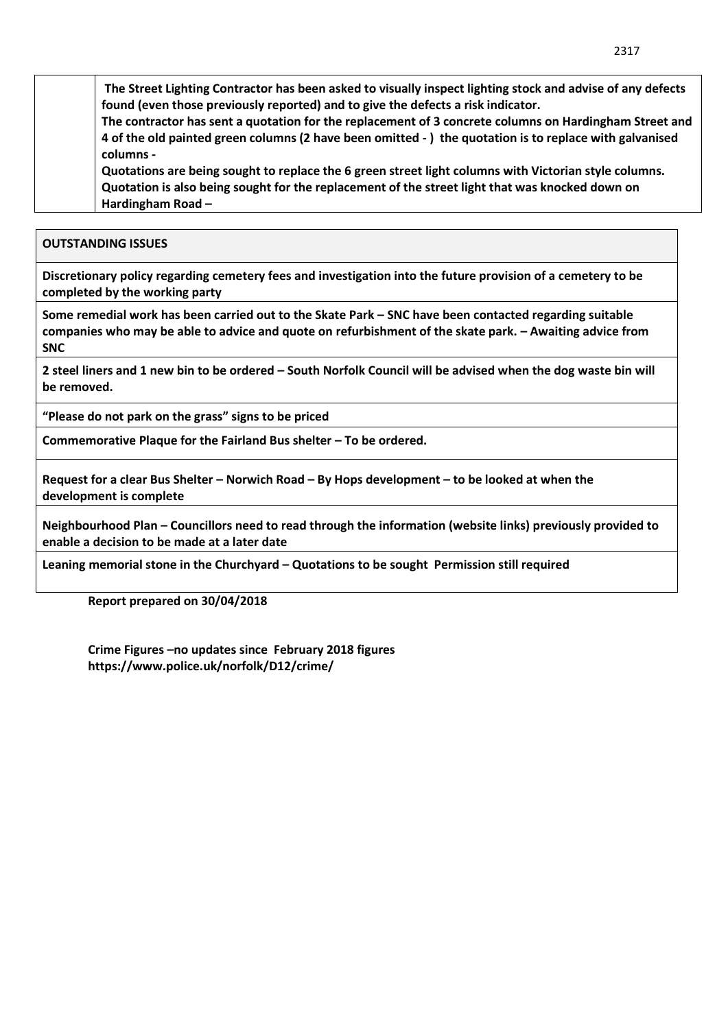| | |
|---|---|
| | **The Street Lighting Contractor has been asked to visually inspect lighting stock and advise of any defects found (even those previously reported) and to give the defects a risk indicator.**<br>**The contractor has sent a quotation for the replacement of 3 concrete columns on Hardingham Street and 4 of the old painted green columns (2 have been omitted - ) the quotation is to replace with galvanised columns -**<br>**Quotations are being sought to replace the 6 green street light columns with Victorian style columns.**<br>**Quotation is also being sought for the replacement of the street light that was knocked down on Hardingham Road –** |

| **OUTSTANDING ISSUES** |
|---|
| **Discretionary policy regarding cemetery fees and investigation into the future provision of a cemetery to be completed by the working party** |
| **Some remedial work has been carried out to the Skate Park – SNC have been contacted regarding suitable companies who may be able to advice and quote on refurbishment of the skate park. – Awaiting advice from SNC** |
| **2 steel liners and 1 new bin to be ordered – South Norfolk Council will be advised when the dog waste bin will be removed.** |
| **"Please do not park on the grass" signs to be priced** |
| **Commemorative Plaque for the Fairland Bus shelter – To be ordered.** |
| **Request for a clear Bus Shelter – Norwich Road – By Hops development – to be looked at when the development is complete** |
| **Neighbourhood Plan – Councillors need to read through the information (website links) previously provided to enable a decision to be made at a later date** |
| **Leaning memorial stone in the Churchyard – Quotations to be sought Permission still required** |

**Report prepared on 30/04/2018**

**Crime Figures –no updates since February 2018 figures**
**https://www.police.uk/norfolk/D12/crime/**